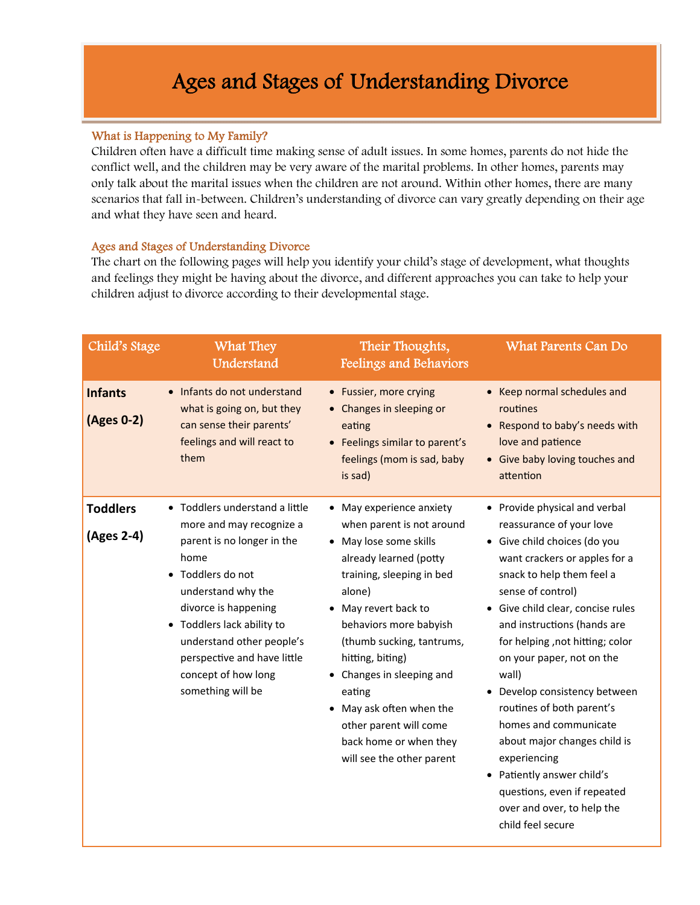# Ages and Stages of Understanding Divorce

### What is Happening to My Family?

Children often have a difficult time making sense of adult issues. In some homes, parents do not hide the conflict well, and the children may be very aware of the marital problems. In other homes, parents may only talk about the marital issues when the children are not around. Within other homes, there are many scenarios that fall in-between. Children's understanding of divorce can vary greatly depending on their age and what they have seen and heard.

### Ages and Stages of Understanding Divorce

The chart on the following pages will help you identify your child's stage of development, what thoughts and feelings they might be having about the divorce, and different approaches you can take to help your children adjust to divorce according to their developmental stage.

| Child's Stage | What They Understand | Their Thoughts, Feelings and Behaviors | What Parents Can Do |
|---|---|---|---|
| **Infants (Ages 0-2)** | • Infants do not understand what is going on, but they can sense their parents' feelings and will react to them | • Fussier, more crying<br>• Changes in sleeping or eating<br>• Feelings similar to parent's feelings (mom is sad, baby is sad) | • Keep normal schedules and routines<br>• Respond to baby's needs with love and patience<br>• Give baby loving touches and attention |
| **Toddlers (Ages 2-4)** | • Toddlers understand a little more and may recognize a parent is no longer in the home<br>• Toddlers do not understand why the divorce is happening<br>• Toddlers lack ability to understand other people's perspective and have little concept of how long something will be | • May experience anxiety when parent is not around<br>• May lose some skills already learned (potty training, sleeping in bed alone)<br>• May revert back to behaviors more babyish (thumb sucking, tantrums, hitting, biting)<br>• Changes in sleeping and eating<br>• May ask often when the other parent will come back home or when they will see the other parent | • Provide physical and verbal reassurance of your love<br>• Give child choices (do you want crackers or apples for a snack to help them feel a sense of control)<br>• Give child clear, concise rules and instructions (hands are for helping ,not hitting; color on your paper, not on the wall)<br>• Develop consistency between routines of both parent's homes and communicate about major changes child is experiencing<br>• Patiently answer child's questions, even if repeated over and over, to help the child feel secure |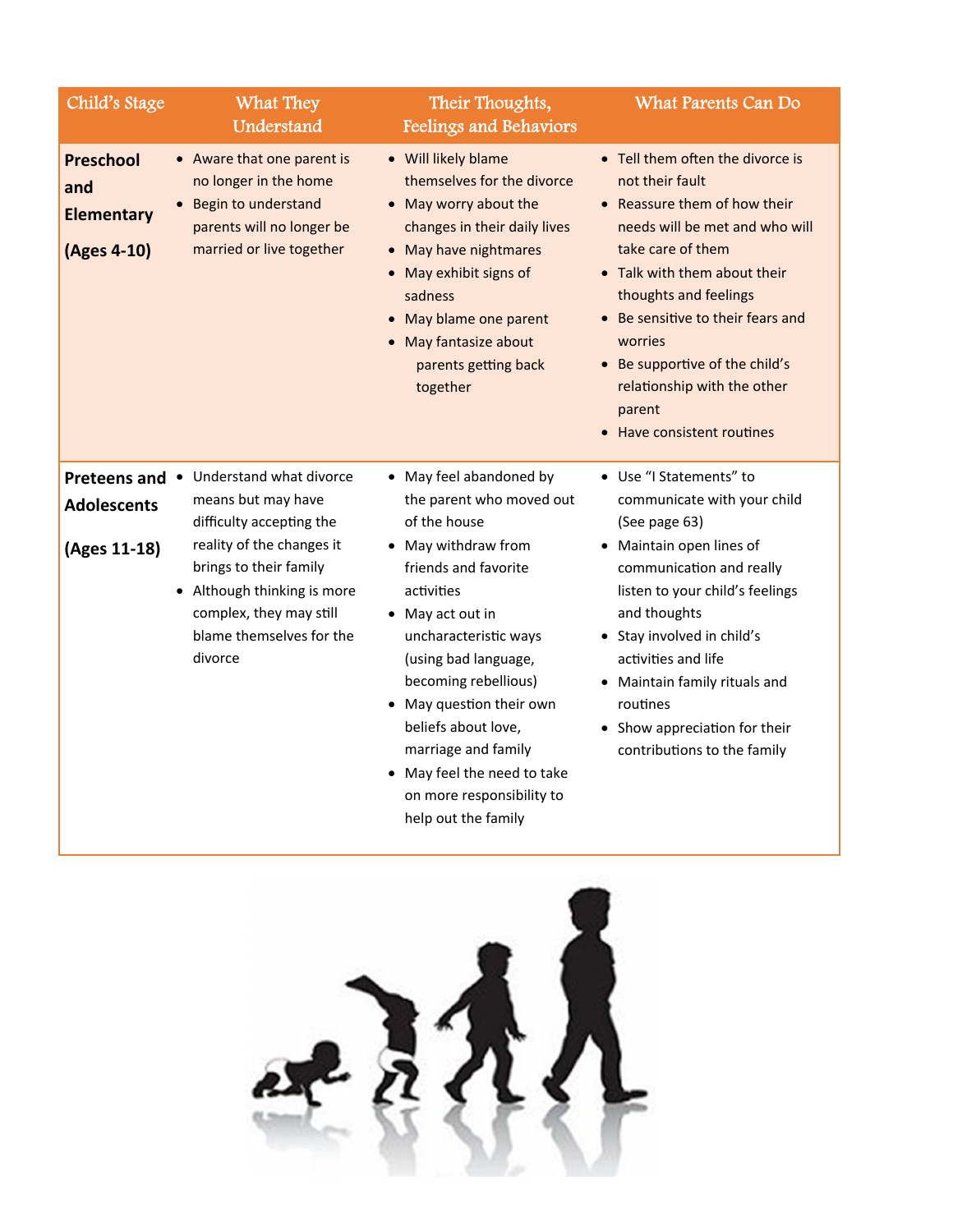| Child's Stage | What They Understand | Their Thoughts, Feelings and Behaviors | What Parents Can Do |
|---|---|---|---|
| **Preschool and Elementary (Ages 4-10)** | • Aware that one parent is no longer in the home<br>• Begin to understand parents will no longer be married or live together | • Will likely blame themselves for the divorce<br>• May worry about the changes in their daily lives<br>• May have nightmares<br>• May exhibit signs of sadness<br>• May blame one parent<br>• May fantasize about parents getting back together | • Tell them often the divorce is not their fault<br>• Reassure them of how their needs will be met and who will take care of them<br>• Talk with them about their thoughts and feelings<br>• Be sensitive to their fears and worries<br>• Be supportive of the child's relationship with the other parent<br>• Have consistent routines |
| **Preteens and Adolescents (Ages 11-18)** | • Understand what divorce means but may have difficulty accepting the reality of the changes it brings to their family<br>• Although thinking is more complex, they may still blame themselves for the divorce | • May feel abandoned by the parent who moved out of the house<br>• May withdraw from friends and favorite activities<br>• May act out in uncharacteristic ways (using bad language, becoming rebellious)<br>• May question their own beliefs about love, marriage and family<br>• May feel the need to take on more responsibility to help out the family | • Use "I Statements" to communicate with your child (See page 63)<br>• Maintain open lines of communication and really listen to your child's feelings and thoughts<br>• Stay involved in child's activities and life<br>• Maintain family rituals and routines<br>• Show appreciation for their contributions to the family |